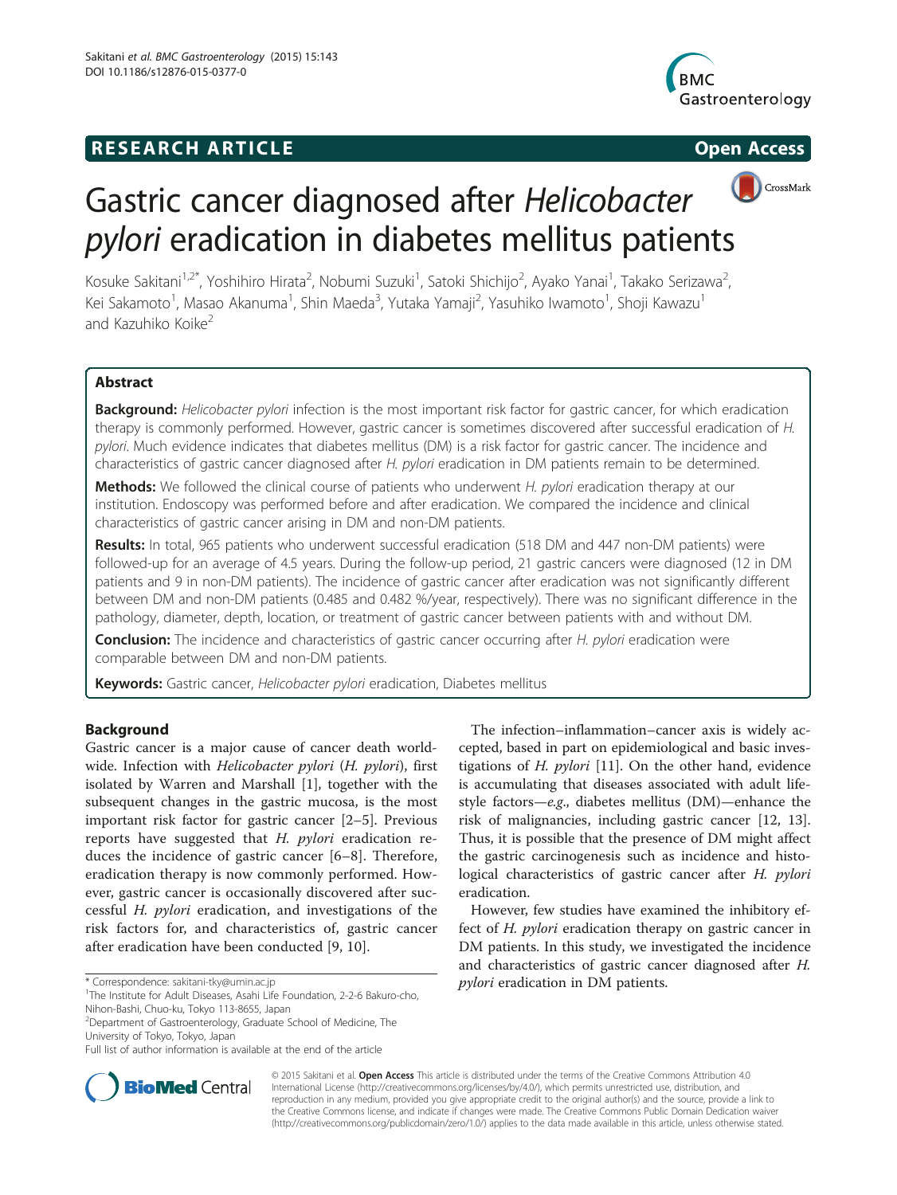RESEARCH ARTICLE

Open Access

# Gastric cancer diagnosed after *Helicobacter pylori* eradication in diabetes mellitus patients

Kosuke Sakitani[1,2*], Yoshihiro Hirata[2], Nobumi Suzuki[1], Satoki Shichijo[2], Ayako Yanai[1], Takako Serizawa[2], Kei Sakamoto[1], Masao Akanuma[1], Shin Maeda[3], Yutaka Yamaji[2], Yasuhiko Iwamoto[1], Shoji Kawazu[1] and Kazuhiko Koike[2]

## Abstract

**Background:** *Helicobacter pylori* infection is the most important risk factor for gastric cancer, for which eradication therapy is commonly performed. However, gastric cancer is sometimes discovered after successful eradication of *H. pylori*. Much evidence indicates that diabetes mellitus (DM) is a risk factor for gastric cancer. The incidence and characteristics of gastric cancer diagnosed after *H. pylori* eradication in DM patients remain to be determined.

**Methods:** We followed the clinical course of patients who underwent *H. pylori* eradication therapy at our institution. Endoscopy was performed before and after eradication. We compared the incidence and clinical characteristics of gastric cancer arising in DM and non-DM patients.

**Results:** In total, 965 patients who underwent successful eradication (518 DM and 447 non-DM patients) were followed-up for an average of 4.5 years. During the follow-up period, 21 gastric cancers were diagnosed (12 in DM patients and 9 in non-DM patients). The incidence of gastric cancer after eradication was not significantly different between DM and non-DM patients (0.485 and 0.482 %/year, respectively). There was no significant difference in the pathology, diameter, depth, location, or treatment of gastric cancer between patients with and without DM.

**Conclusion:** The incidence and characteristics of gastric cancer occurring after *H. pylori* eradication were comparable between DM and non-DM patients.

**Keywords:** Gastric cancer, *Helicobacter pylori* eradication, Diabetes mellitus

## Background

Gastric cancer is a major cause of cancer death worldwide. Infection with *Helicobacter pylori* (*H. pylori*), first isolated by Warren and Marshall [1], together with the subsequent changes in the gastric mucosa, is the most important risk factor for gastric cancer [2–5]. Previous reports have suggested that *H. pylori* eradication reduces the incidence of gastric cancer [6–8]. Therefore, eradication therapy is now commonly performed. However, gastric cancer is occasionally discovered after successful *H. pylori* eradication, and investigations of the risk factors for, and characteristics of, gastric cancer after eradication have been conducted [9, 10].

The infection–inflammation–cancer axis is widely accepted, based in part on epidemiological and basic investigations of *H. pylori* [11]. On the other hand, evidence is accumulating that diseases associated with adult lifestyle factors—*e.g.*, diabetes mellitus (DM)—enhance the risk of malignancies, including gastric cancer [12, 13]. Thus, it is possible that the presence of DM might affect the gastric carcinogenesis such as incidence and histological characteristics of gastric cancer after *H. pylori* eradication.

However, few studies have examined the inhibitory effect of *H. pylori* eradication therapy on gastric cancer in DM patients. In this study, we investigated the incidence and characteristics of gastric cancer diagnosed after *H. pylori* eradication in DM patients.

\* Correspondence: sakitani-tky@umin.ac.jp
[1]The Institute for Adult Diseases, Asahi Life Foundation, 2-2-6 Bakuro-cho, Nihon-Bashi, Chuo-ku, Tokyo 113-8655, Japan
[2]Department of Gastroenterology, Graduate School of Medicine, The University of Tokyo, Tokyo, Japan
Full list of author information is available at the end of the article

© 2015 Sakitani et al. **Open Access** This article is distributed under the terms of the Creative Commons Attribution 4.0 International License (http://creativecommons.org/licenses/by/4.0/), which permits unrestricted use, distribution, and reproduction in any medium, provided you give appropriate credit to the original author(s) and the source, provide a link to the Creative Commons license, and indicate if changes were made. The Creative Commons Public Domain Dedication waiver (http://creativecommons.org/publicdomain/zero/1.0/) applies to the data made available in this article, unless otherwise stated.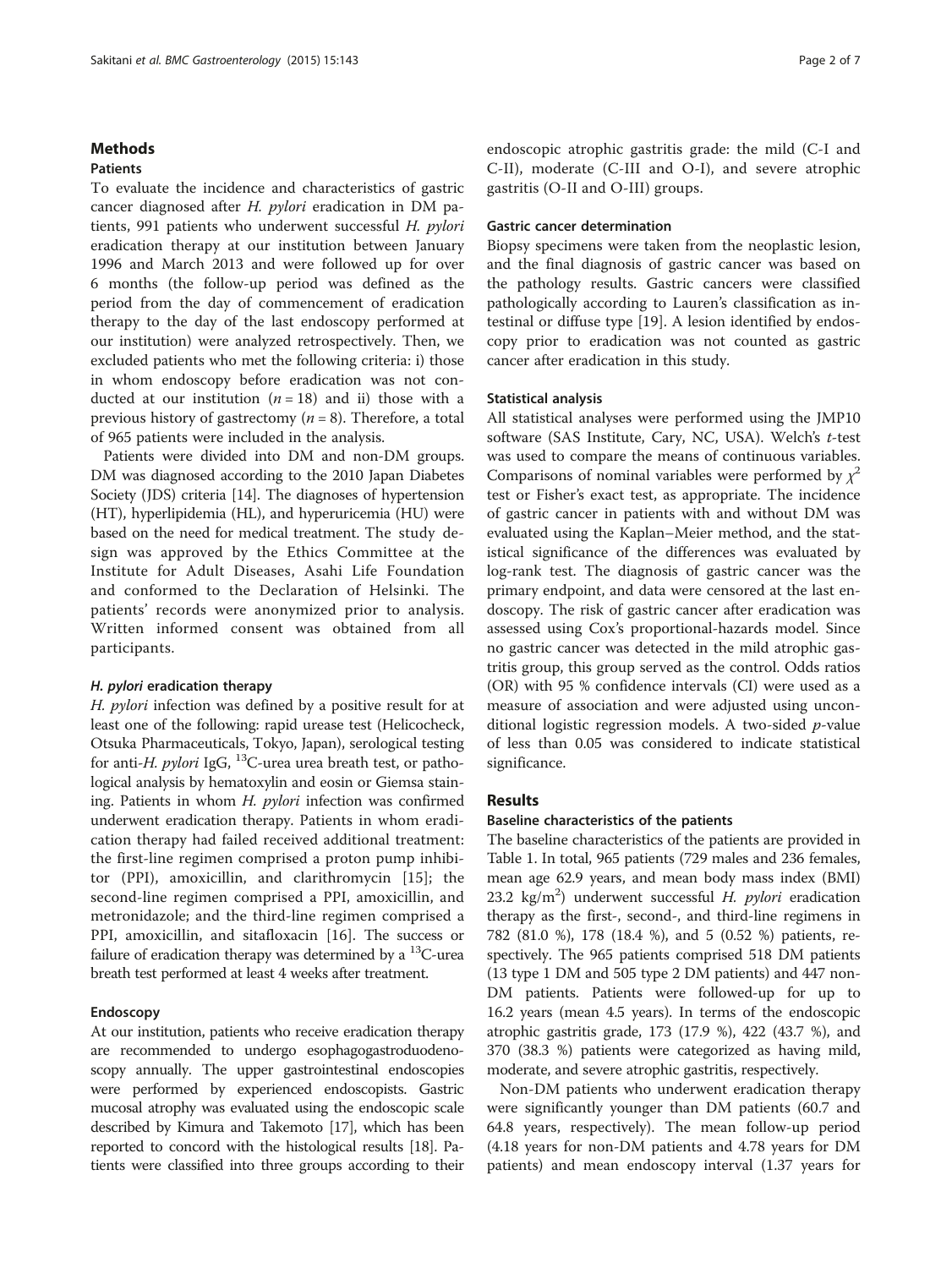## Methods

### Patients

To evaluate the incidence and characteristics of gastric cancer diagnosed after *H. pylori* eradication in DM patients, 991 patients who underwent successful *H. pylori* eradication therapy at our institution between January 1996 and March 2013 and were followed up for over 6 months (the follow-up period was defined as the period from the day of commencement of eradication therapy to the day of the last endoscopy performed at our institution) were analyzed retrospectively. Then, we excluded patients who met the following criteria: i) those in whom endoscopy before eradication was not conducted at our institution ($n = 18$) and ii) those with a previous history of gastrectomy ($n = 8$). Therefore, a total of 965 patients were included in the analysis.

Patients were divided into DM and non-DM groups. DM was diagnosed according to the 2010 Japan Diabetes Society (JDS) criteria [14]. The diagnoses of hypertension (HT), hyperlipidemia (HL), and hyperuricemia (HU) were based on the need for medical treatment. The study design was approved by the Ethics Committee at the Institute for Adult Diseases, Asahi Life Foundation and conformed to the Declaration of Helsinki. The patients' records were anonymized prior to analysis. Written informed consent was obtained from all participants.

### *H. pylori* eradication therapy

*H. pylori* infection was defined by a positive result for at least one of the following: rapid urease test (Helicocheck, Otsuka Pharmaceuticals, Tokyo, Japan), serological testing for anti-*H. pylori* IgG, $^{13}$C-urea urea breath test, or pathological analysis by hematoxylin and eosin or Giemsa staining. Patients in whom *H. pylori* infection was confirmed underwent eradication therapy. Patients in whom eradication therapy had failed received additional treatment: the first-line regimen comprised a proton pump inhibitor (PPI), amoxicillin, and clarithromycin [15]; the second-line regimen comprised a PPI, amoxicillin, and metronidazole; and the third-line regimen comprised a PPI, amoxicillin, and sitafloxacin [16]. The success or failure of eradication therapy was determined by a $^{13}$C-urea breath test performed at least 4 weeks after treatment.

### Endoscopy

At our institution, patients who receive eradication therapy are recommended to undergo esophagogastroduodenoscopy annually. The upper gastrointestinal endoscopies were performed by experienced endoscopists. Gastric mucosal atrophy was evaluated using the endoscopic scale described by Kimura and Takemoto [17], which has been reported to concord with the histological results [18]. Patients were classified into three groups according to their endoscopic atrophic gastritis grade: the mild (C-I and C-II), moderate (C-III and O-I), and severe atrophic gastritis (O-II and O-III) groups.

### Gastric cancer determination

Biopsy specimens were taken from the neoplastic lesion, and the final diagnosis of gastric cancer was based on the pathology results. Gastric cancers were classified pathologically according to Lauren's classification as intestinal or diffuse type [19]. A lesion identified by endoscopy prior to eradication was not counted as gastric cancer after eradication in this study.

### Statistical analysis

All statistical analyses were performed using the JMP10 software (SAS Institute, Cary, NC, USA). Welch's *t*-test was used to compare the means of continuous variables. Comparisons of nominal variables were performed by $\chi^2$ test or Fisher's exact test, as appropriate. The incidence of gastric cancer in patients with and without DM was evaluated using the Kaplan–Meier method, and the statistical significance of the differences was evaluated by log-rank test. The diagnosis of gastric cancer was the primary endpoint, and data were censored at the last endoscopy. The risk of gastric cancer after eradication was assessed using Cox's proportional-hazards model. Since no gastric cancer was detected in the mild atrophic gastritis group, this group served as the control. Odds ratios (OR) with 95 % confidence intervals (CI) were used as a measure of association and were adjusted using unconditional logistic regression models. A two-sided *p*-value of less than 0.05 was considered to indicate statistical significance.

## Results

### Baseline characteristics of the patients

The baseline characteristics of the patients are provided in Table 1. In total, 965 patients (729 males and 236 females, mean age 62.9 years, and mean body mass index (BMI) 23.2 kg/m$^2$) underwent successful *H. pylori* eradication therapy as the first-, second-, and third-line regimens in 782 (81.0 %), 178 (18.4 %), and 5 (0.52 %) patients, respectively. The 965 patients comprised 518 DM patients (13 type 1 DM and 505 type 2 DM patients) and 447 non-DM patients. Patients were followed-up for up to 16.2 years (mean 4.5 years). In terms of the endoscopic atrophic gastritis grade, 173 (17.9 %), 422 (43.7 %), and 370 (38.3 %) patients were categorized as having mild, moderate, and severe atrophic gastritis, respectively.

Non-DM patients who underwent eradication therapy were significantly younger than DM patients (60.7 and 64.8 years, respectively). The mean follow-up period (4.18 years for non-DM patients and 4.78 years for DM patients) and mean endoscopy interval (1.37 years for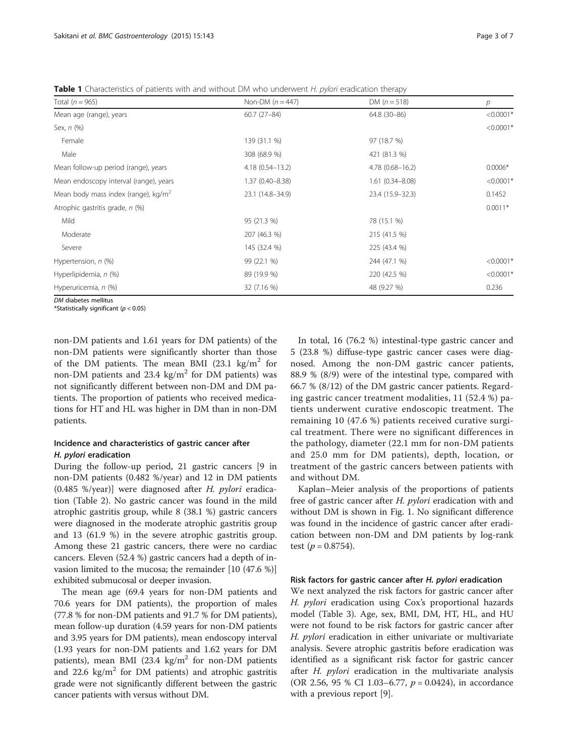**Table 1** Characteristics of patients with and without DM who underwent *H. pylori* eradication therapy

| Total ($n = 965$) | Non-DM ($n = 447$) | DM ($n = 518$) | $p$ |
|---|---|---|---|
| Mean age (range), years | 60.7 (27–84) | 64.8 (30–86) | <0.0001* |
| Sex, $n$ (%) | | | <0.0001* |
| Female | 139 (31.1 %) | 97 (18.7 %) | |
| Male | 308 (68.9 %) | 421 (81.3 %) | |
| Mean follow-up period (range), years | 4.18 (0.54–13.2) | 4.78 (0.68–16.2) | 0.0006* |
| Mean endoscopy interval (range), years | 1.37 (0.40–8.38) | 1.61 (0.34–8.08) | <0.0001* |
| Mean body mass index (range), kg/m$^2$ | 23.1 (14.8–34.9) | 23.4 (15.9–32.3) | 0.1452 |
| Atrophic gastritis grade, $n$ (%) | | | 0.0011* |
| Mild | 95 (21.3 %) | 78 (15.1 %) | |
| Moderate | 207 (46.3 %) | 215 (41.5 %) | |
| Severe | 145 (32.4 %) | 225 (43.4 %) | |
| Hypertension, $n$ (%) | 99 (22.1 %) | 244 (47.1 %) | <0.0001* |
| Hyperlipidemia, $n$ (%) | 89 (19.9 %) | 220 (42.5 %) | <0.0001* |
| Hyperuricemia, $n$ (%) | 32 (7.16 %) | 48 (9.27 %) | 0.236 |

*DM* diabetes mellitus

*Statistically significant ($p < 0.05$)

non-DM patients and 1.61 years for DM patients) of the non-DM patients were significantly shorter than those of the DM patients. The mean BMI (23.1 kg/m$^2$ for non-DM patients and 23.4 kg/m$^2$ for DM patients) was not significantly different between non-DM and DM patients. The proportion of patients who received medications for HT and HL was higher in DM than in non-DM patients.

### Incidence and characteristics of gastric cancer after *H. pylori* eradication

During the follow-up period, 21 gastric cancers [9 in non-DM patients (0.482 %/year) and 12 in DM patients (0.485 %/year)] were diagnosed after *H. pylori* eradication (Table 2). No gastric cancer was found in the mild atrophic gastritis group, while 8 (38.1 %) gastric cancers were diagnosed in the moderate atrophic gastritis group and 13 (61.9 %) in the severe atrophic gastritis group. Among these 21 gastric cancers, there were no cardiac cancers. Eleven (52.4 %) gastric cancers had a depth of invasion limited to the mucosa; the remainder [10 (47.6 %)] exhibited submucosal or deeper invasion.

The mean age (69.4 years for non-DM patients and 70.6 years for DM patients), the proportion of males (77.8 % for non-DM patients and 91.7 % for DM patients), mean follow-up duration (4.59 years for non-DM patients and 3.95 years for DM patients), mean endoscopy interval (1.93 years for non-DM patients and 1.62 years for DM patients), mean BMI (23.4 kg/m$^2$ for non-DM patients and 22.6 kg/m$^2$ for DM patients) and atrophic gastritis grade were not significantly different between the gastric cancer patients with versus without DM.

In total, 16 (76.2 %) intestinal-type gastric cancer and 5 (23.8 %) diffuse-type gastric cancer cases were diagnosed. Among the non-DM gastric cancer patients, 88.9 % (8/9) were of the intestinal type, compared with 66.7 % (8/12) of the DM gastric cancer patients. Regarding gastric cancer treatment modalities, 11 (52.4 %) patients underwent curative endoscopic treatment. The remaining 10 (47.6 %) patients received curative surgical treatment. There were no significant differences in the pathology, diameter (22.1 mm for non-DM patients and 25.0 mm for DM patients), depth, location, or treatment of the gastric cancers between patients with and without DM.

Kaplan–Meier analysis of the proportions of patients free of gastric cancer after *H. pylori* eradication with and without DM is shown in Fig. 1. No significant difference was found in the incidence of gastric cancer after eradication between non-DM and DM patients by log-rank test ($p = 0.8754$).

### Risk factors for gastric cancer after *H. pylori* eradication

We next analyzed the risk factors for gastric cancer after *H. pylori* eradication using Cox's proportional hazards model (Table 3). Age, sex, BMI, DM, HT, HL, and HU were not found to be risk factors for gastric cancer after *H. pylori* eradication in either univariate or multivariate analysis. Severe atrophic gastritis before eradication was identified as a significant risk factor for gastric cancer after *H. pylori* eradication in the multivariate analysis (OR 2.56, 95 % CI 1.03–6.77, $p = 0.0424$), in accordance with a previous report [9].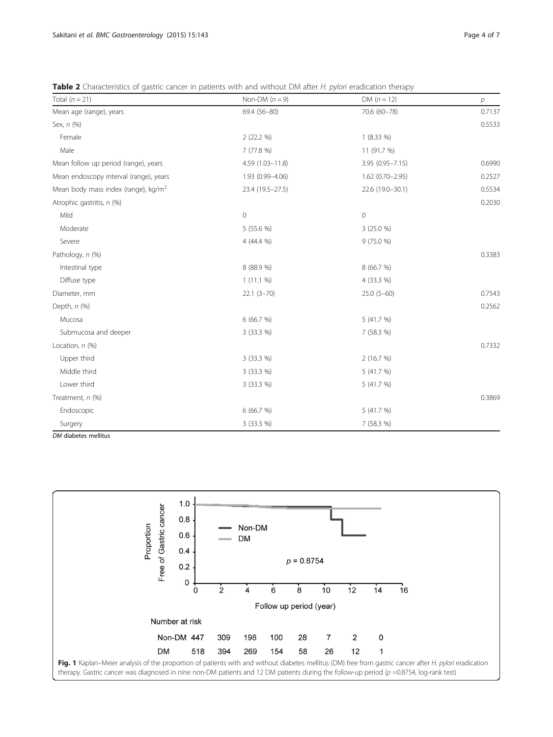**Table 2** Characteristics of gastric cancer in patients with and without DM after *H. pylori* eradication therapy

| Total ($n = 21$) | Non-DM ($n = 9$) | DM ($n = 12$) | $p$ |
|---|---|---|---|
| Mean age (range), years | 69.4 (56–80) | 70.6 (60–78) | 0.7137 |
| Sex, n (%) | | | 0.5533 |
| Female | 2 (22.2 %) | 1 (8.33 %) | |
| Male | 7 (77.8 %) | 11 (91.7 %) | |
| Mean follow up period (range), years | 4.59 (1.03–11.8) | 3.95 (0.95–7.15) | 0.6990 |
| Mean endoscopy interval (range), years | 1.93 (0.99–4.06) | 1.62 (0.70–2.95) | 0.2527 |
| Mean body mass index (range), kg/m$^2$ | 23.4 (19.5–27.5) | 22.6 (19.0–30.1) | 0.5534 |
| Atrophic gastritis, n (%) | | | 0.2030 |
| Mild | 0 | 0 | |
| Moderate | 5 (55.6 %) | 3 (25.0 %) | |
| Severe | 4 (44.4 %) | 9 (75.0 %) | |
| Pathology, n (%) | | | 0.3383 |
| Intestinal type | 8 (88.9 %) | 8 (66.7 %) | |
| Diffuse type | 1 (11.1 %) | 4 (33.3 %) | |
| Diameter, mm | 22.1 (3–70) | 25.0 (5–60) | 0.7543 |
| Depth, n (%) | | | 0.2562 |
| Mucosa | 6 (66.7 %) | 5 (41.7 %) | |
| Submucosa and deeper | 3 (33.3 %) | 7 (58.3 %) | |
| Location, n (%) | | | 0.7332 |
| Upper third | 3 (33.3 %) | 2 (16.7 %) | |
| Middle third | 3 (33.3 %) | 5 (41.7 %) | |
| Lower third | 3 (33.3 %) | 5 (41.7 %) | |
| Treatment, n (%) | | | 0.3869 |
| Endoscopic | 6 (66.7 %) | 5 (41.7 %) | |
| Surgery | 3 (33.3 %) | 7 (58.3 %) | |

*DM* diabetes mellitus

**Fig. 1** Kaplan–Meier analysis of the proportion of patients with and without diabetes mellitus (DM) free from gastric cancer after *H. pylori* eradication therapy. Gastric cancer was diagnosed in nine non-DM patients and 12 DM patients during the follow-up period ($p$ =0.8754, log-rank test)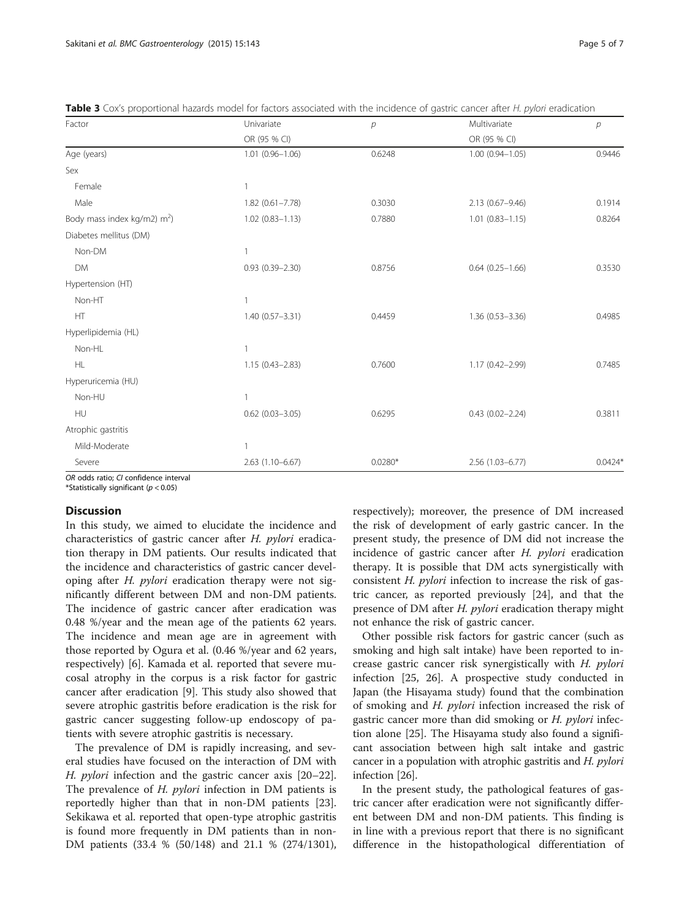**Table 3** Cox's proportional hazards model for factors associated with the incidence of gastric cancer after *H. pylori* eradication

| Factor | Univariate | $p$ | Multivariate | $p$ |
|---|---|---|---|---|
| | OR (95 % CI) | | OR (95 % CI) | |
| Age (years) | 1.01 (0.96–1.06) | 0.6248 | 1.00 (0.94–1.05) | 0.9446 |
| Sex | | | | |
| Female | 1 | | | |
| Male | 1.82 (0.61–7.78) | 0.3030 | 2.13 (0.67–9.46) | 0.1914 |
| Body mass index kg/m2) m$^2$) | 1.02 (0.83–1.13) | 0.7880 | 1.01 (0.83–1.15) | 0.8264 |
| Diabetes mellitus (DM) | | | | |
| Non-DM | 1 | | | |
| DM | 0.93 (0.39–2.30) | 0.8756 | 0.64 (0.25–1.66) | 0.3530 |
| Hypertension (HT) | | | | |
| Non-HT | 1 | | | |
| HT | 1.40 (0.57–3.31) | 0.4459 | 1.36 (0.53–3.36) | 0.4985 |
| Hyperlipidemia (HL) | | | | |
| Non-HL | 1 | | | |
| HL | 1.15 (0.43–2.83) | 0.7600 | 1.17 (0.42–2.99) | 0.7485 |
| Hyperuricemia (HU) | | | | |
| Non-HU | 1 | | | |
| HU | 0.62 (0.03–3.05) | 0.6295 | 0.43 (0.02–2.24) | 0.3811 |
| Atrophic gastritis | | | | |
| Mild-Moderate | 1 | | | |
| Severe | 2.63 (1.10–6.67) | 0.0280* | 2.56 (1.03–6.77) | 0.0424* |

*OR* odds ratio; *CI* confidence interval

*Statistically significant ($p < 0.05$)

## Discussion

In this study, we aimed to elucidate the incidence and characteristics of gastric cancer after *H. pylori* eradication therapy in DM patients. Our results indicated that the incidence and characteristics of gastric cancer developing after *H. pylori* eradication therapy were not significantly different between DM and non-DM patients. The incidence of gastric cancer after eradication was 0.48 %/year and the mean age of the patients 62 years. The incidence and mean age are in agreement with those reported by Ogura et al. (0.46 %/year and 62 years, respectively) [6]. Kamada et al. reported that severe mucosal atrophy in the corpus is a risk factor for gastric cancer after eradication [9]. This study also showed that severe atrophic gastritis before eradication is the risk for gastric cancer suggesting follow-up endoscopy of patients with severe atrophic gastritis is necessary.

The prevalence of DM is rapidly increasing, and several studies have focused on the interaction of DM with *H. pylori* infection and the gastric cancer axis [20–22]. The prevalence of *H. pylori* infection in DM patients is reportedly higher than that in non-DM patients [23]. Sekikawa et al. reported that open-type atrophic gastritis is found more frequently in DM patients than in non-DM patients (33.4 % (50/148) and 21.1 % (274/1301), respectively); moreover, the presence of DM increased the risk of development of early gastric cancer. In the present study, the presence of DM did not increase the incidence of gastric cancer after *H. pylori* eradication therapy. It is possible that DM acts synergistically with consistent *H. pylori* infection to increase the risk of gastric cancer, as reported previously [24], and that the presence of DM after *H. pylori* eradication therapy might not enhance the risk of gastric cancer.

Other possible risk factors for gastric cancer (such as smoking and high salt intake) have been reported to increase gastric cancer risk synergistically with *H. pylori* infection [25, 26]. A prospective study conducted in Japan (the Hisayama study) found that the combination of smoking and *H. pylori* infection increased the risk of gastric cancer more than did smoking or *H. pylori* infection alone [25]. The Hisayama study also found a significant association between high salt intake and gastric cancer in a population with atrophic gastritis and *H. pylori* infection [26].

In the present study, the pathological features of gastric cancer after eradication were not significantly different between DM and non-DM patients. This finding is in line with a previous report that there is no significant difference in the histopathological differentiation of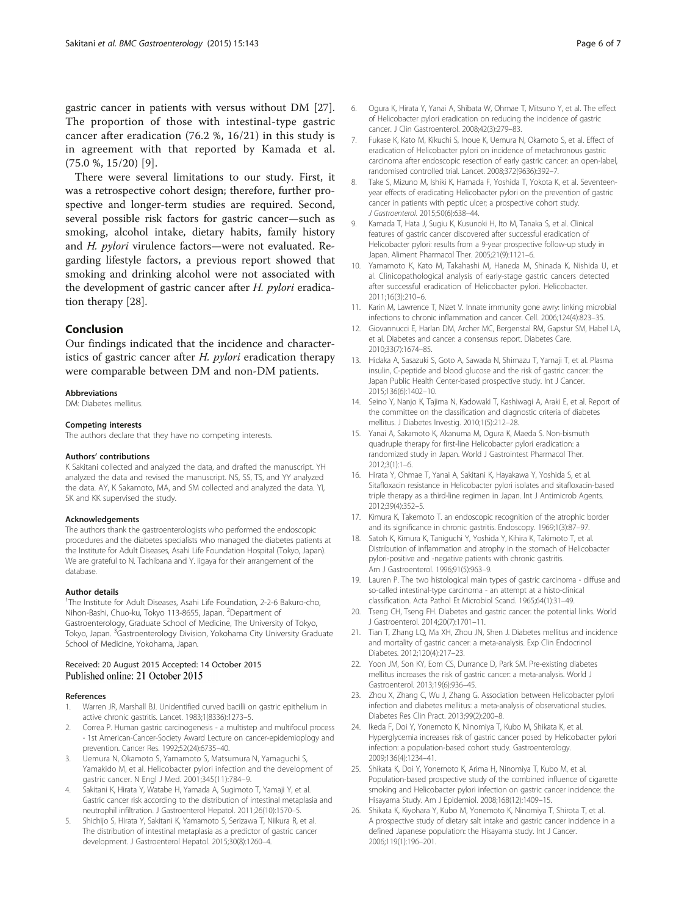gastric cancer in patients with versus without DM [27]. The proportion of those with intestinal-type gastric cancer after eradication (76.2 %, 16/21) in this study is in agreement with that reported by Kamada et al. (75.0 %, 15/20) [9].

There were several limitations to our study. First, it was a retrospective cohort design; therefore, further prospective and longer-term studies are required. Second, several possible risk factors for gastric cancer—such as smoking, alcohol intake, dietary habits, family history and *H. pylori* virulence factors—were not evaluated. Regarding lifestyle factors, a previous report showed that smoking and drinking alcohol were not associated with the development of gastric cancer after *H. pylori* eradication therapy [28].

## Conclusion

Our findings indicated that the incidence and characteristics of gastric cancer after *H. pylori* eradication therapy were comparable between DM and non-DM patients.

#### Abbreviations

DM: Diabetes mellitus.

#### Competing interests

The authors declare that they have no competing interests.

#### Authors' contributions

K Sakitani collected and analyzed the data, and drafted the manuscript. YH analyzed the data and revised the manuscript. NS, SS, TS, and YY analyzed the data. AY, K Sakamoto, MA, and SM collected and analyzed the data. YI, SK and KK supervised the study.

#### Acknowledgements

The authors thank the gastroenterologists who performed the endoscopic procedures and the diabetes specialists who managed the diabetes patients at the Institute for Adult Diseases, Asahi Life Foundation Hospital (Tokyo, Japan). We are grateful to N. Tachibana and Y. Iigaya for their arrangement of the database.

#### Author details

[1]The Institute for Adult Diseases, Asahi Life Foundation, 2-2-6 Bakuro-cho, Nihon-Bashi, Chuo-ku, Tokyo 113-8655, Japan. [2]Department of Gastroenterology, Graduate School of Medicine, The University of Tokyo, Tokyo, Japan. [3]Gastroenterology Division, Yokohama City University Graduate School of Medicine, Yokohama, Japan.

Received: 20 August 2015 Accepted: 14 October 2015
Published online: 21 October 2015

#### References

1. Warren JR, Marshall BJ. Unidentified curved bacilli on gastric epithelium in active chronic gastritis. Lancet. 1983;1(8336):1273–5.
2. Correa P. Human gastric carcinogenesis - a multistep and multifocul process - 1st American-Cancer-Society Award Lecture on cancer-epidemioplogy and prevention. Cancer Res. 1992;52(24):6735–40.
3. Uemura N, Okamoto S, Yamamoto S, Matsumura N, Yamaguchi S, Yamakido M, et al. Helicobacter pylori infection and the development of gastric cancer. N Engl J Med. 2001;345(11):784–9.
4. Sakitani K, Hirata Y, Watabe H, Yamada A, Sugimoto T, Yamaji Y, et al. Gastric cancer risk according to the distribution of intestinal metaplasia and neutrophil infiltration. J Gastroenterol Hepatol. 2011;26(10):1570–5.
5. Shichijo S, Hirata Y, Sakitani K, Yamamoto S, Serizawa T, Niikura R, et al. The distribution of intestinal metaplasia as a predictor of gastric cancer development. J Gastroenterol Hepatol. 2015;30(8):1260–4.
6. Ogura K, Hirata Y, Yanai A, Shibata W, Ohmae T, Mitsuno Y, et al. The effect of Helicobacter pylori eradication on reducing the incidence of gastric cancer. J Clin Gastroenterol. 2008;42(3):279–83.
7. Fukase K, Kato M, Kikuchi S, Inoue K, Uemura N, Okamoto S, et al. Effect of eradication of Helicobacter pylori on incidence of metachronous gastric carcinoma after endoscopic resection of early gastric cancer: an open-label, randomised controlled trial. Lancet. 2008;372(9636):392–7.
8. Take S, Mizuno M, Ishiki K, Hamada F, Yoshida T, Yokota K, et al. Seventeen-year effects of eradicating Helicobacter pylori on the prevention of gastric cancer in patients with peptic ulcer; a prospective cohort study. J Gastroenterol. 2015;50(6):638–44.
9. Kamada T, Hata J, Sugiu K, Kusunoki H, Ito M, Tanaka S, et al. Clinical features of gastric cancer discovered after successful eradication of Helicobacter pylori: results from a 9-year prospective follow-up study in Japan. Aliment Pharmacol Ther. 2005;21(9):1121–6.
10. Yamamoto K, Kato M, Takahashi M, Haneda M, Shinada K, Nishida U, et al. Clinicopathological analysis of early-stage gastric cancers detected after successful eradication of Helicobacter pylori. Helicobacter. 2011;16(3):210–6.
11. Karin M, Lawrence T, Nizet V. Innate immunity gone awry: linking microbial infections to chronic inflammation and cancer. Cell. 2006;124(4):823–35.
12. Giovannucci E, Harlan DM, Archer MC, Bergenstal RM, Gapstur SM, Habel LA, et al. Diabetes and cancer: a consensus report. Diabetes Care. 2010;33(7):1674–85.
13. Hidaka A, Sasazuki S, Goto A, Sawada N, Shimazu T, Yamaji T, et al. Plasma insulin, C-peptide and blood glucose and the risk of gastric cancer: the Japan Public Health Center-based prospective study. Int J Cancer. 2015;136(6):1402–10.
14. Seino Y, Nanjo K, Tajima N, Kadowaki T, Kashiwagi A, Araki E, et al. Report of the committee on the classification and diagnostic criteria of diabetes mellitus. J Diabetes Investig. 2010;1(5):212–28.
15. Yanai A, Sakamoto K, Akanuma M, Ogura K, Maeda S. Non-bismuth quadruple therapy for first-line Helicobacter pylori eradication: a randomized study in Japan. World J Gastrointest Pharmacol Ther. 2012;3(1):1–6.
16. Hirata Y, Ohmae T, Yanai A, Sakitani K, Hayakawa Y, Yoshida S, et al. Sitafloxacin resistance in Helicobacter pylori isolates and sitafloxacin-based triple therapy as a third-line regimen in Japan. Int J Antimicrob Agents. 2012;39(4):352–5.
17. Kimura K, Takemoto T. an endoscopic recognition of the atrophic border and its significance in chronic gastritis. Endoscopy. 1969;1(3):87–97.
18. Satoh K, Kimura K, Taniguchi Y, Yoshida Y, Kihira K, Takimoto T, et al. Distribution of inflammation and atrophy in the stomach of Helicobacter pylori-positive and -negative patients with chronic gastritis. Am J Gastroenterol. 1996;91(5):963–9.
19. Lauren P. The two histological main types of gastric carcinoma - diffuse and so-called intestinal-type carcinoma - an attempt at a histo-clinical classification. Acta Pathol Et Microbiol Scand. 1965;64(1):31–49.
20. Tseng CH, Tseng FH. Diabetes and gastric cancer: the potential links. World J Gastroenterol. 2014;20(7):1701–11.
21. Tian T, Zhang LQ, Ma XH, Zhou JN, Shen J. Diabetes mellitus and incidence and mortality of gastric cancer: a meta-analysis. Exp Clin Endocrinol Diabetes. 2012;120(4):217–23.
22. Yoon JM, Son KY, Eom CS, Durrance D, Park SM. Pre-existing diabetes mellitus increases the risk of gastric cancer: a meta-analysis. World J Gastroenterol. 2013;19(6):936–45.
23. Zhou X, Zhang C, Wu J, Zhang G. Association between Helicobacter pylori infection and diabetes mellitus: a meta-analysis of observational studies. Diabetes Res Clin Pract. 2013;99(2):200–8.
24. Ikeda F, Doi Y, Yonemoto K, Ninomiya T, Kubo M, Shikata K, et al. Hyperglycemia increases risk of gastric cancer posed by Helicobacter pylori infection: a population-based cohort study. Gastroenterology. 2009;136(4):1234–41.
25. Shikata K, Doi Y, Yonemoto K, Arima H, Ninomiya T, Kubo M, et al. Population-based prospective study of the combined influence of cigarette smoking and Helicobacter pylori infection on gastric cancer incidence: the Hisayama Study. Am J Epidemiol. 2008;168(12):1409–15.
26. Shikata K, Kiyohara Y, Kubo M, Yonemoto K, Ninomiya T, Shirota T, et al. A prospective study of dietary salt intake and gastric cancer incidence in a defined Japanese population: the Hisayama study. Int J Cancer. 2006;119(1):196–201.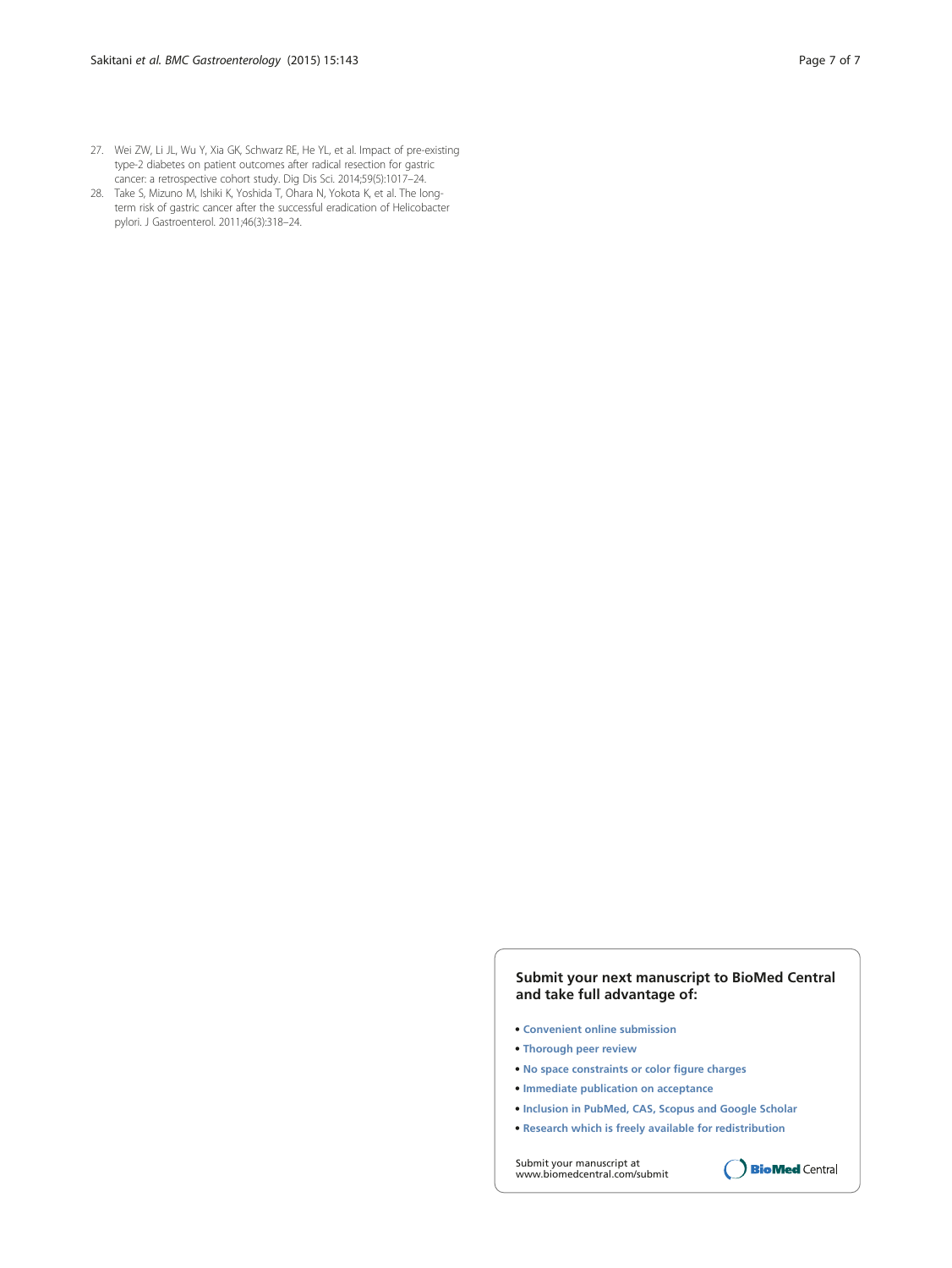27. Wei ZW, Li JL, Wu Y, Xia GK, Schwarz RE, He YL, et al. Impact of pre-existing type-2 diabetes on patient outcomes after radical resection for gastric cancer: a retrospective cohort study. Dig Dis Sci. 2014;59(5):1017–24.
28. Take S, Mizuno M, Ishiki K, Yoshida T, Ohara N, Yokota K, et al. The long-term risk of gastric cancer after the successful eradication of Helicobacter pylori. J Gastroenterol. 2011;46(3):318–24.

**Submit your next manuscript to BioMed Central and take full advantage of:**

- **Convenient online submission**
- **Thorough peer review**
- **No space constraints or color figure charges**
- **Immediate publication on acceptance**
- **Inclusion in PubMed, CAS, Scopus and Google Scholar**
- **Research which is freely available for redistribution**

Submit your manuscript at
www.biomedcentral.com/submit

BioMed Central